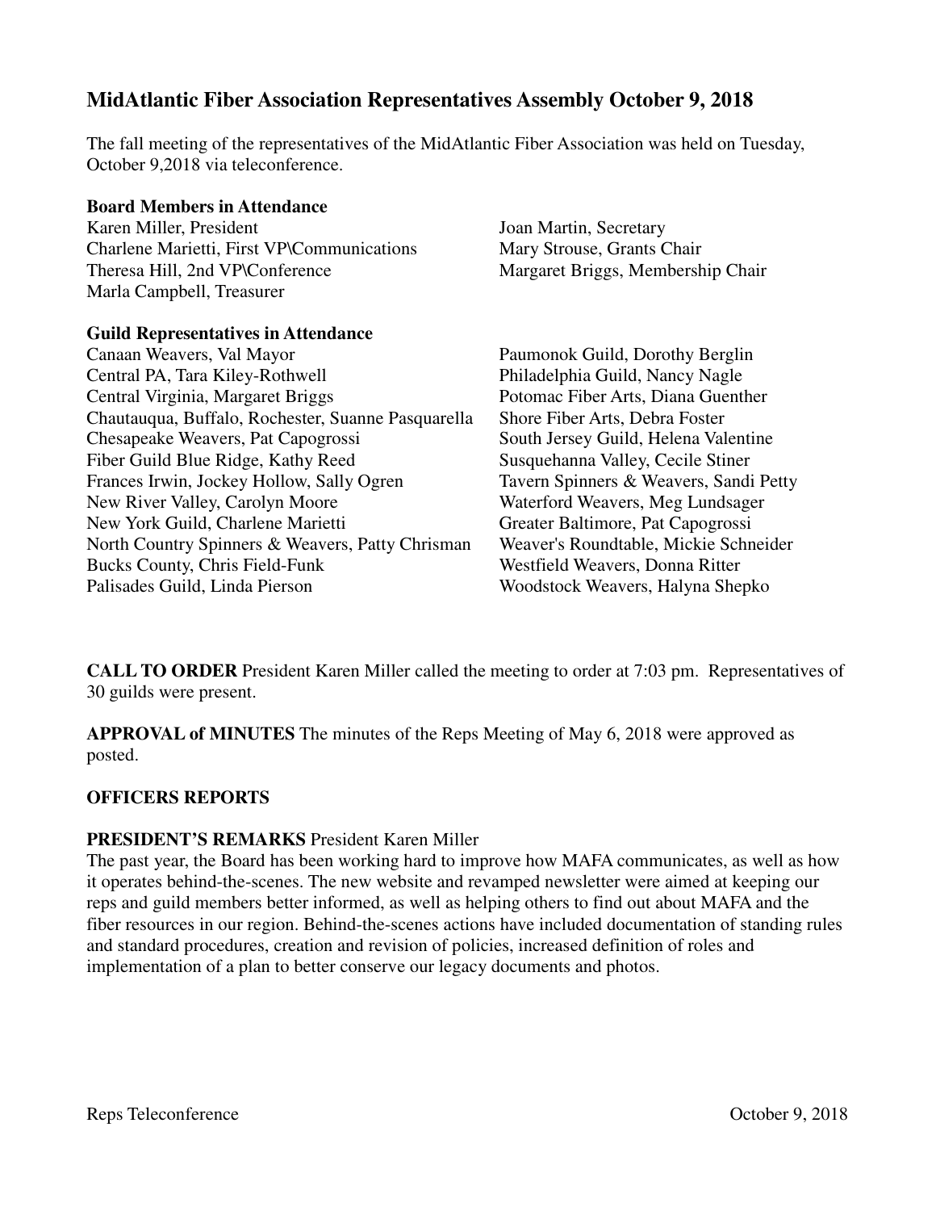## MidAtlantic Fiber Association Representatives Assembly October 9, 2018

The fall meeting of the representatives of the MidAtlantic Fiber Association was held on Tuesday, October 9,2018 via teleconference.

**Board Members in Attendance**

Karen Miller, President
Charlene Marietti, First VP\Communications
Theresa Hill, 2nd VP\Conference
Marla Campbell, Treasurer
Joan Martin, Secretary
Mary Strouse, Grants Chair
Margaret Briggs, Membership Chair

**Guild Representatives in Attendance**

Canaan Weavers, Val Mayor
Central PA, Tara Kiley-Rothwell
Central Virginia, Margaret Briggs
Chautauqua, Buffalo, Rochester, Suanne Pasquarella
Chesapeake Weavers, Pat Capogrossi
Fiber Guild Blue Ridge, Kathy Reed
Frances Irwin, Jockey Hollow, Sally Ogren
New River Valley, Carolyn Moore
New York Guild, Charlene Marietti
North Country Spinners & Weavers, Patty Chrisman
Bucks County, Chris Field-Funk
Palisades Guild, Linda Pierson
Paumonok Guild, Dorothy Berglin
Philadelphia Guild, Nancy Nagle
Potomac Fiber Arts, Diana Guenther
Shore Fiber Arts, Debra Foster
South Jersey Guild, Helena Valentine
Susquehanna Valley, Cecile Stiner
Tavern Spinners & Weavers, Sandi Petty
Waterford Weavers, Meg Lundsager
Greater Baltimore, Pat Capogrossi
Weaver's Roundtable, Mickie Schneider
Westfield Weavers, Donna Ritter
Woodstock Weavers, Halyna Shepko

**CALL TO ORDER** President Karen Miller called the meeting to order at 7:03 pm. Representatives of 30 guilds were present.

**APPROVAL of MINUTES** The minutes of the Reps Meeting of May 6, 2018 were approved as posted.

**OFFICERS REPORTS**

**PRESIDENT'S REMARKS** President Karen Miller

The past year, the Board has been working hard to improve how MAFA communicates, as well as how it operates behind-the-scenes. The new website and revamped newsletter were aimed at keeping our reps and guild members better informed, as well as helping others to find out about MAFA and the fiber resources in our region. Behind-the-scenes actions have included documentation of standing rules and standard procedures, creation and revision of policies, increased definition of roles and implementation of a plan to better conserve our legacy documents and photos.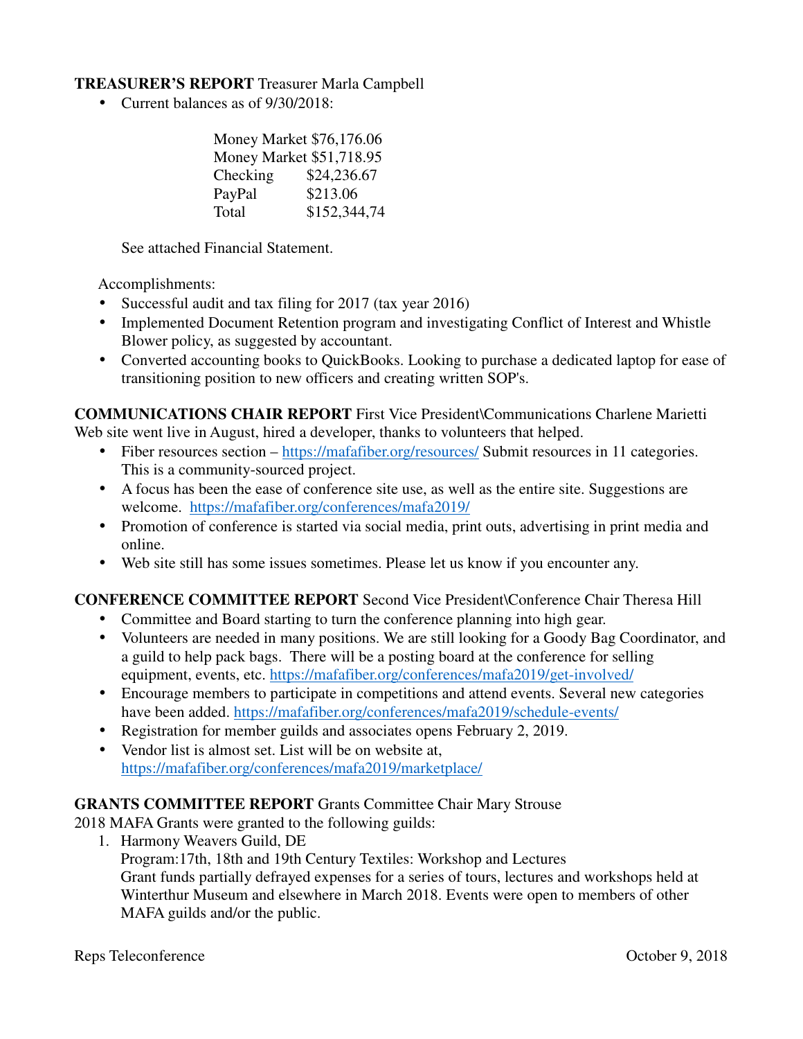**TREASURER'S REPORT** Treasurer Marla Campbell

- Current balances as of 9/30/2018:

| | |
|---|---|
| Money Market | $76,176.06 |
| Money Market | $51,718.95 |
| Checking | $24,236.67 |
| PayPal | $213.06 |
| Total | $152,344,74 |

See attached Financial Statement.

Accomplishments:

- Successful audit and tax filing for 2017 (tax year 2016)
- Implemented Document Retention program and investigating Conflict of Interest and Whistle Blower policy, as suggested by accountant.
- Converted accounting books to QuickBooks. Looking to purchase a dedicated laptop for ease of transitioning position to new officers and creating written SOP's.

**COMMUNICATIONS CHAIR REPORT** First Vice President\Communications Charlene Marietti

Web site went live in August, hired a developer, thanks to volunteers that helped.

- Fiber resources section – https://mafafiber.org/resources/ Submit resources in 11 categories. This is a community-sourced project.
- A focus has been the ease of conference site use, as well as the entire site. Suggestions are welcome. https://mafafiber.org/conferences/mafa2019/
- Promotion of conference is started via social media, print outs, advertising in print media and online.
- Web site still has some issues sometimes. Please let us know if you encounter any.

**CONFERENCE COMMITTEE REPORT** Second Vice President\Conference Chair Theresa Hill

- Committee and Board starting to turn the conference planning into high gear.
- Volunteers are needed in many positions. We are still looking for a Goody Bag Coordinator, and a guild to help pack bags. There will be a posting board at the conference for selling equipment, events, etc. https://mafafiber.org/conferences/mafa2019/get-involved/
- Encourage members to participate in competitions and attend events. Several new categories have been added. https://mafafiber.org/conferences/mafa2019/schedule-events/
- Registration for member guilds and associates opens February 2, 2019.
- Vendor list is almost set. List will be on website at, https://mafafiber.org/conferences/mafa2019/marketplace/

**GRANTS COMMITTEE REPORT** Grants Committee Chair Mary Strouse

2018 MAFA Grants were granted to the following guilds:

1. Harmony Weavers Guild, DE
   Program:17th, 18th and 19th Century Textiles: Workshop and Lectures
   Grant funds partially defrayed expenses for a series of tours, lectures and workshops held at Winterthur Museum and elsewhere in March 2018. Events were open to members of other MAFA guilds and/or the public.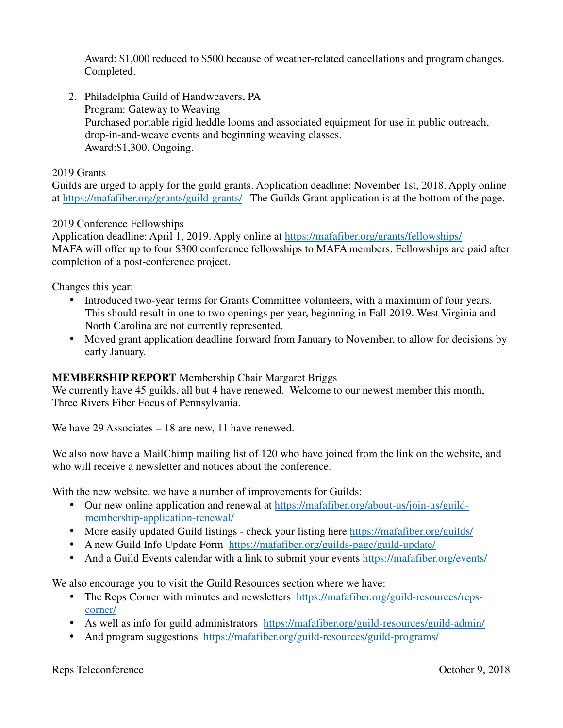Award: $1,000 reduced to $500 because of weather-related cancellations and program changes. Completed.

2. Philadelphia Guild of Handweavers, PA
   Program: Gateway to Weaving
   Purchased portable rigid heddle looms and associated equipment for use in public outreach, drop-in-and-weave events and beginning weaving classes.
   Award:$1,300. Ongoing.

2019 Grants
Guilds are urged to apply for the guild grants. Application deadline: November 1st, 2018. Apply online at https://mafafiber.org/grants/guild-grants/ The Guilds Grant application is at the bottom of the page.

2019 Conference Fellowships
Application deadline: April 1, 2019. Apply online at https://mafafiber.org/grants/fellowships/
MAFA will offer up to four $300 conference fellowships to MAFA members. Fellowships are paid after completion of a post-conference project.

Changes this year:

- Introduced two-year terms for Grants Committee volunteers, with a maximum of four years. This should result in one to two openings per year, beginning in Fall 2019. West Virginia and North Carolina are not currently represented.
- Moved grant application deadline forward from January to November, to allow for decisions by early January.

**MEMBERSHIP REPORT** Membership Chair Margaret Briggs
We currently have 45 guilds, all but 4 have renewed. Welcome to our newest member this month, Three Rivers Fiber Focus of Pennsylvania.

We have 29 Associates – 18 are new, 11 have renewed.

We also now have a MailChimp mailing list of 120 who have joined from the link on the website, and who will receive a newsletter and notices about the conference.

With the new website, we have a number of improvements for Guilds:

- Our new online application and renewal at https://mafafiber.org/about-us/join-us/guild-membership-application-renewal/
- More easily updated Guild listings - check your listing here https://mafafiber.org/guilds/
- A new Guild Info Update Form https://mafafiber.org/guilds-page/guild-update/
- And a Guild Events calendar with a link to submit your events https://mafafiber.org/events/

We also encourage you to visit the Guild Resources section where we have:

- The Reps Corner with minutes and newsletters https://mafafiber.org/guild-resources/reps-corner/
- As well as info for guild administrators https://mafafiber.org/guild-resources/guild-admin/
- And program suggestions https://mafafiber.org/guild-resources/guild-programs/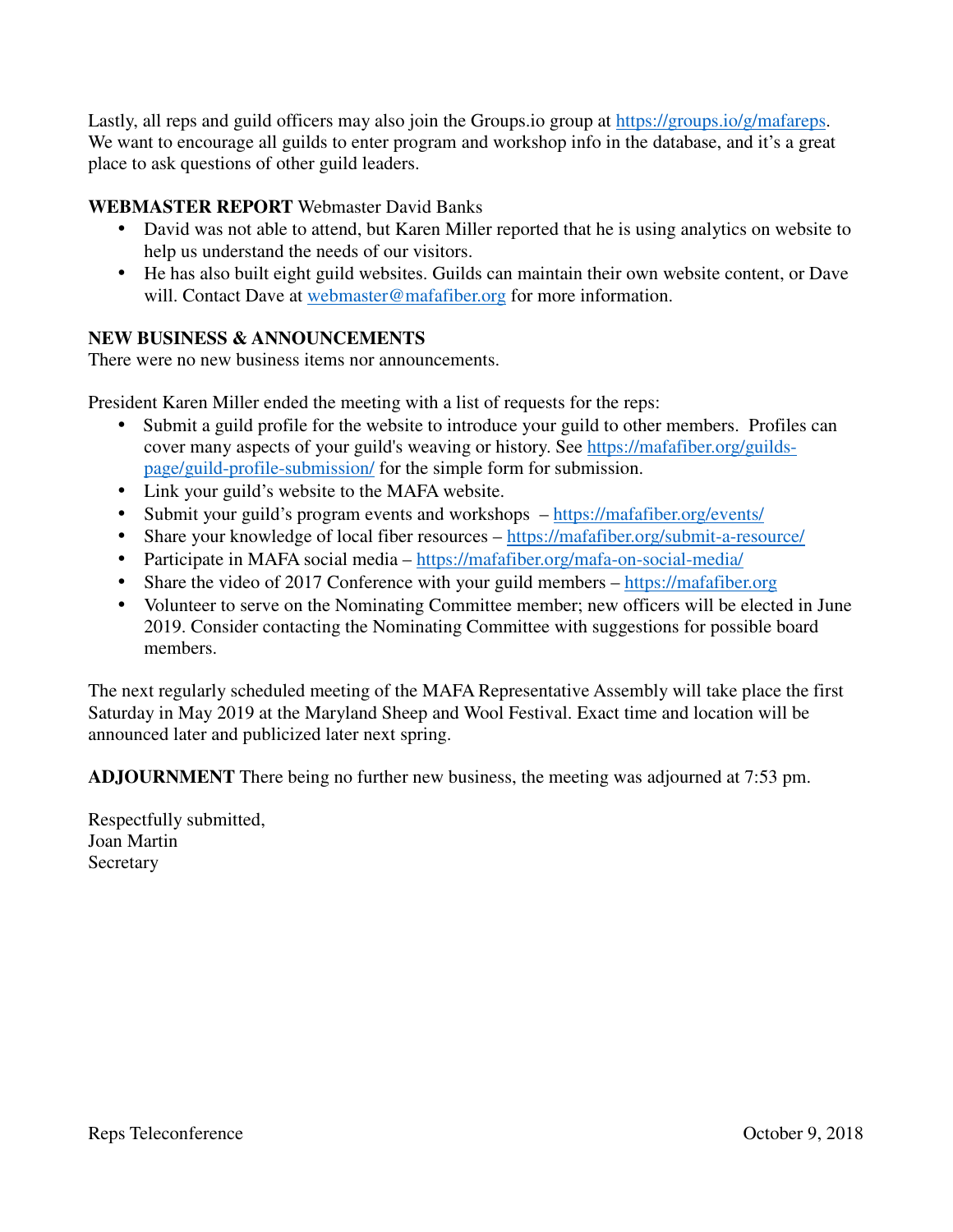Lastly, all reps and guild officers may also join the Groups.io group at https://groups.io/g/mafareps. We want to encourage all guilds to enter program and workshop info in the database, and it's a great place to ask questions of other guild leaders.

**WEBMASTER REPORT** Webmaster David Banks

- David was not able to attend, but Karen Miller reported that he is using analytics on website to help us understand the needs of our visitors.
- He has also built eight guild websites. Guilds can maintain their own website content, or Dave will. Contact Dave at webmaster@mafafiber.org for more information.

**NEW BUSINESS & ANNOUNCEMENTS**

There were no new business items nor announcements.

President Karen Miller ended the meeting with a list of requests for the reps:

- Submit a guild profile for the website to introduce your guild to other members. Profiles can cover many aspects of your guild's weaving or history. See https://mafafiber.org/guilds-page/guild-profile-submission/ for the simple form for submission.
- Link your guild's website to the MAFA website.
- Submit your guild's program events and workshops – https://mafafiber.org/events/
- Share your knowledge of local fiber resources – https://mafafiber.org/submit-a-resource/
- Participate in MAFA social media – https://mafafiber.org/mafa-on-social-media/
- Share the video of 2017 Conference with your guild members – https://mafafiber.org
- Volunteer to serve on the Nominating Committee member; new officers will be elected in June 2019. Consider contacting the Nominating Committee with suggestions for possible board members.

The next regularly scheduled meeting of the MAFA Representative Assembly will take place the first Saturday in May 2019 at the Maryland Sheep and Wool Festival. Exact time and location will be announced later and publicized later next spring.

**ADJOURNMENT** There being no further new business, the meeting was adjourned at 7:53 pm.

Respectfully submitted,
Joan Martin
Secretary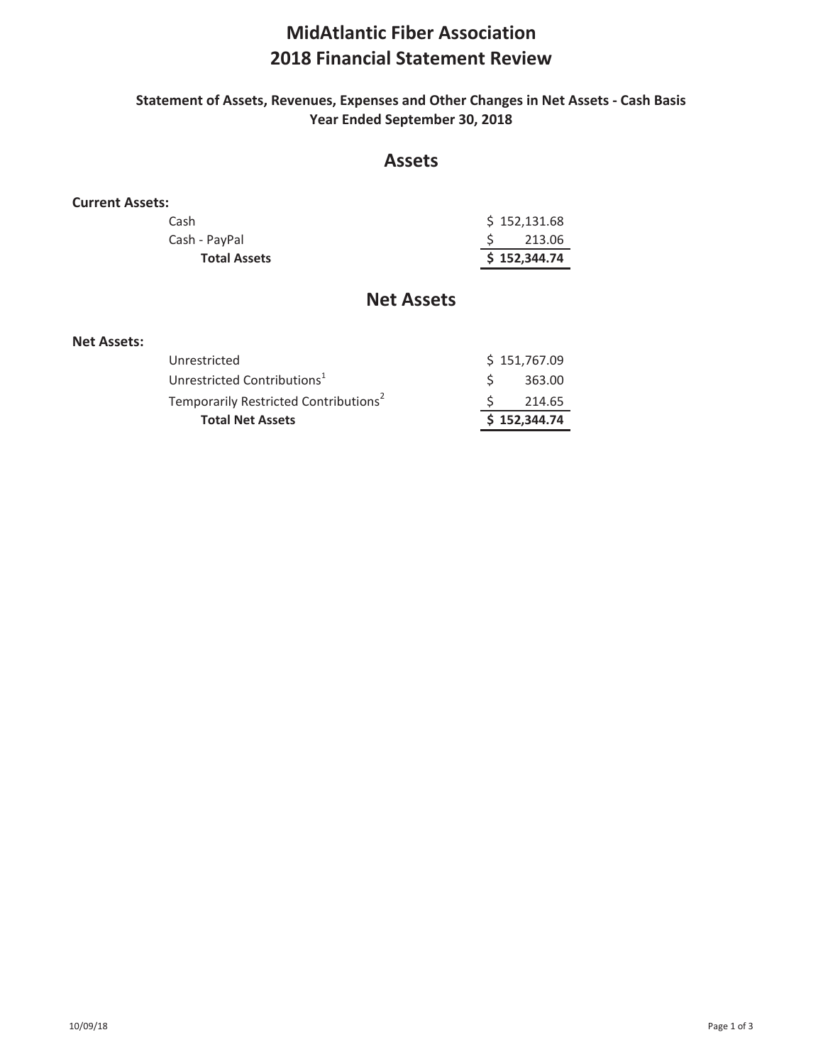# MidAtlantic Fiber Association
# 2018 Financial Statement Review

### Statement of Assets, Revenues, Expenses and Other Changes in Net Assets - Cash Basis
### Year Ended September 30, 2018

## Assets

**Current Assets:**

| | | |
|---|---|---|
| | Cash | $ 152,131.68 |
| | Cash - PayPal | $ 213.06 |
| | **Total Assets** | **$ 152,344.74** |

## Net Assets

**Net Assets:**

| | | |
|---|---|---|
| | Unrestricted | $ 151,767.09 |
| | Unrestricted Contributions[1] | $ 363.00 |
| | Temporarily Restricted Contributions[2] | $ 214.65 |
| | **Total Net Assets** | **$ 152,344.74** |

10/09/18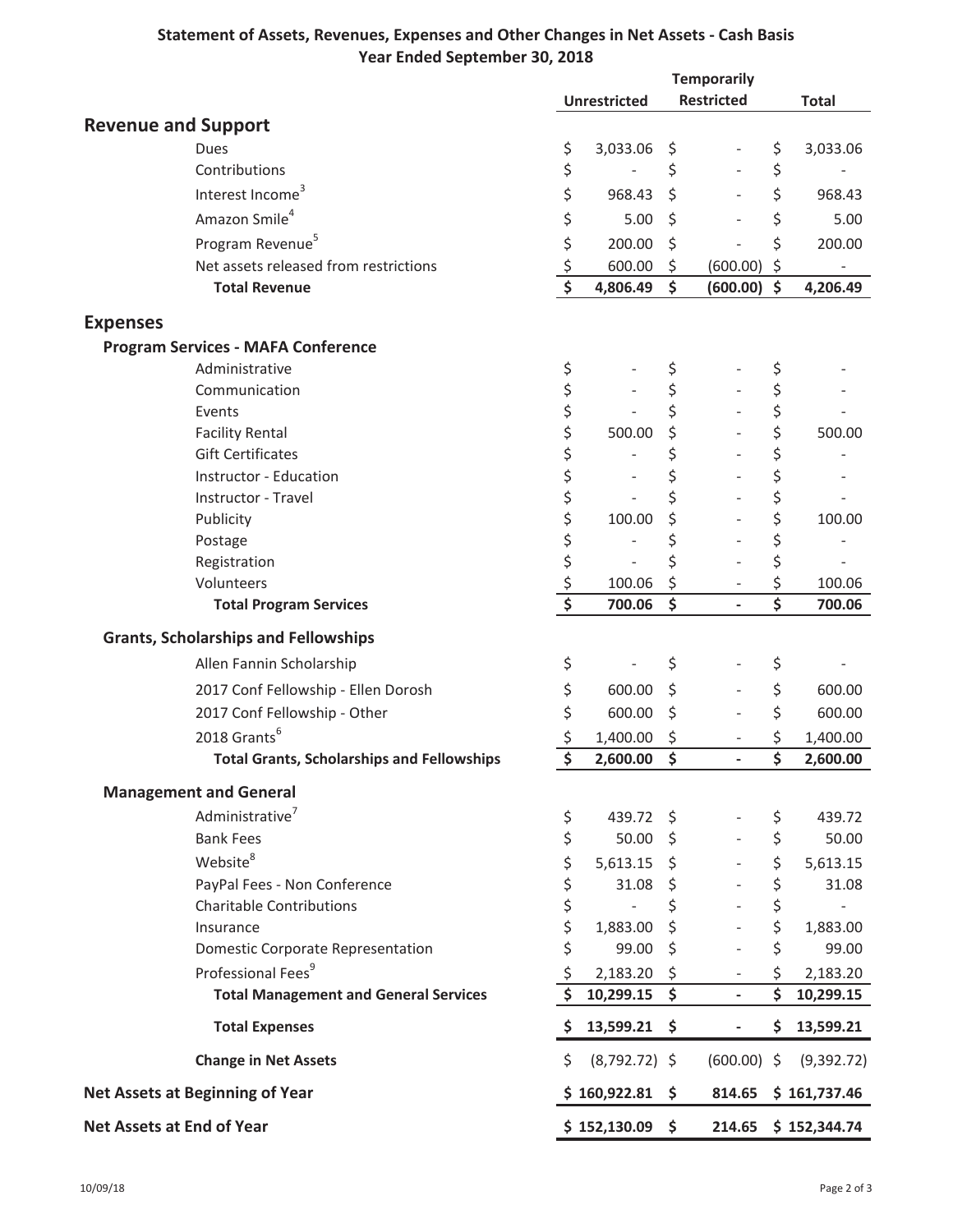## Statement of Assets, Revenues, Expenses and Other Changes in Net Assets - Cash Basis
## Year Ended September 30, 2018

| | Unrestricted | Temporarily Restricted | Total |
|---|---|---|---|
| **Revenue and Support** | | | |
| Dues | $ 3,033.06 | $ - | $ 3,033.06 |
| Contributions | $ - | $ - | $ - |
| Interest Income[3] | $ 968.43 | $ - | $ 968.43 |
| Amazon Smile[4] | $ 5.00 | $ - | $ 5.00 |
| Program Revenue[5] | $ 200.00 | $ - | $ 200.00 |
| Net assets released from restrictions | $ 600.00 | $ (600.00) | $ - |
| **Total Revenue** | **$ 4,806.49** | **$ (600.00)** | **$ 4,206.49** |
| **Expenses** | | | |
| **Program Services - MAFA Conference** | | | |
| Administrative | $ - | $ - | $ - |
| Communication | $ - | $ - | $ - |
| Events | $ - | $ - | $ - |
| Facility Rental | $ 500.00 | $ - | $ 500.00 |
| Gift Certificates | $ - | $ - | $ - |
| Instructor - Education | $ - | $ - | $ - |
| Instructor - Travel | $ - | $ - | $ - |
| Publicity | $ 100.00 | $ - | $ 100.00 |
| Postage | $ - | $ - | $ - |
| Registration | $ - | $ - | $ - |
| Volunteers | $ 100.06 | $ - | $ 100.06 |
| **Total Program Services** | **$ 700.06** | **$ -** | **$ 700.06** |
| **Grants, Scholarships and Fellowships** | | | |
| Allen Fannin Scholarship | $ - | $ - | $ - |
| 2017 Conf Fellowship - Ellen Dorosh | $ 600.00 | $ - | $ 600.00 |
| 2017 Conf Fellowship - Other | $ 600.00 | $ - | $ 600.00 |
| 2018 Grants[6] | $ 1,400.00 | $ - | $ 1,400.00 |
| **Total Grants, Scholarships and Fellowships** | **$ 2,600.00** | **$ -** | **$ 2,600.00** |
| **Management and General** | | | |
| Administrative[7] | $ 439.72 | $ - | $ 439.72 |
| Bank Fees | $ 50.00 | $ - | $ 50.00 |
| Website[8] | $ 5,613.15 | $ - | $ 5,613.15 |
| PayPal Fees - Non Conference | $ 31.08 | $ - | $ 31.08 |
| Charitable Contributions | $ - | $ - | $ - |
| Insurance | $ 1,883.00 | $ - | $ 1,883.00 |
| Domestic Corporate Representation | $ 99.00 | $ - | $ 99.00 |
| Professional Fees[9] | $ 2,183.20 | $ - | $ 2,183.20 |
| **Total Management and General Services** | **$ 10,299.15** | **$ -** | **$ 10,299.15** |
| **Total Expenses** | **$ 13,599.21** | **$ -** | **$ 13,599.21** |
| **Change in Net Assets** | $ (8,792.72) | $ (600.00) | $ (9,392.72) |
| **Net Assets at Beginning of Year** | **$ 160,922.81** | **$ 814.65** | **$ 161,737.46** |
| **Net Assets at End of Year** | **$ 152,130.09** | **$ 214.65** | **$ 152,344.74** |

10/09/18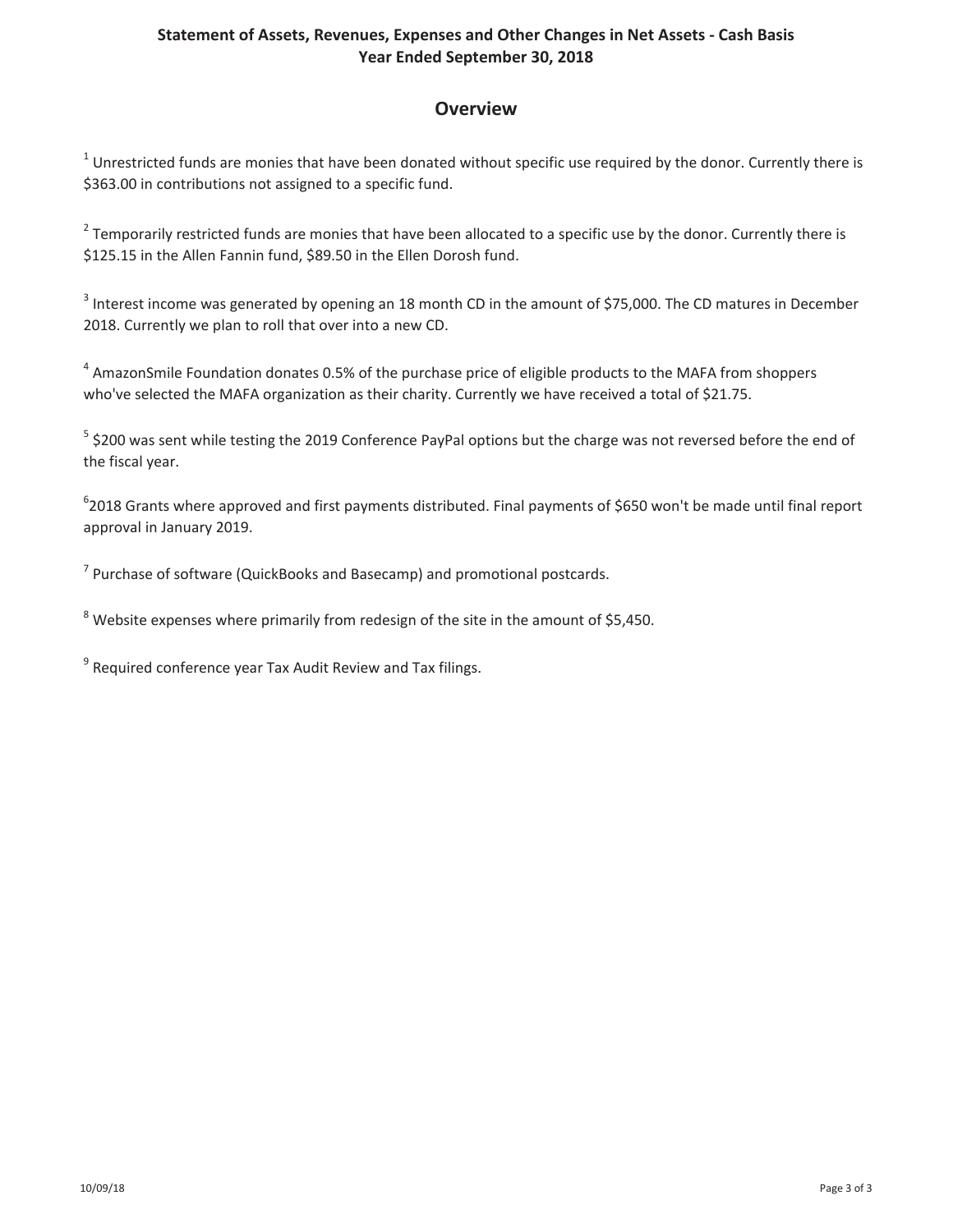**Statement of Assets, Revenues, Expenses and Other Changes in Net Assets - Cash Basis**
**Year Ended September 30, 2018**

## Overview

[1] Unrestricted funds are monies that have been donated without specific use required by the donor. Currently there is $363.00 in contributions not assigned to a specific fund.

[2] Temporarily restricted funds are monies that have been allocated to a specific use by the donor. Currently there is $125.15 in the Allen Fannin fund, $89.50 in the Ellen Dorosh fund.

[3] Interest income was generated by opening an 18 month CD in the amount of $75,000. The CD matures in December 2018. Currently we plan to roll that over into a new CD.

[4] AmazonSmile Foundation donates 0.5% of the purchase price of eligible products to the MAFA from shoppers who've selected the MAFA organization as their charity. Currently we have received a total of $21.75.

[5] $200 was sent while testing the 2019 Conference PayPal options but the charge was not reversed before the end of the fiscal year.

[6] 2018 Grants where approved and first payments distributed. Final payments of $650 won't be made until final report approval in January 2019.

[7] Purchase of software (QuickBooks and Basecamp) and promotional postcards.

[8] Website expenses where primarily from redesign of the site in the amount of $5,450.

[9] Required conference year Tax Audit Review and Tax filings.

10/09/18